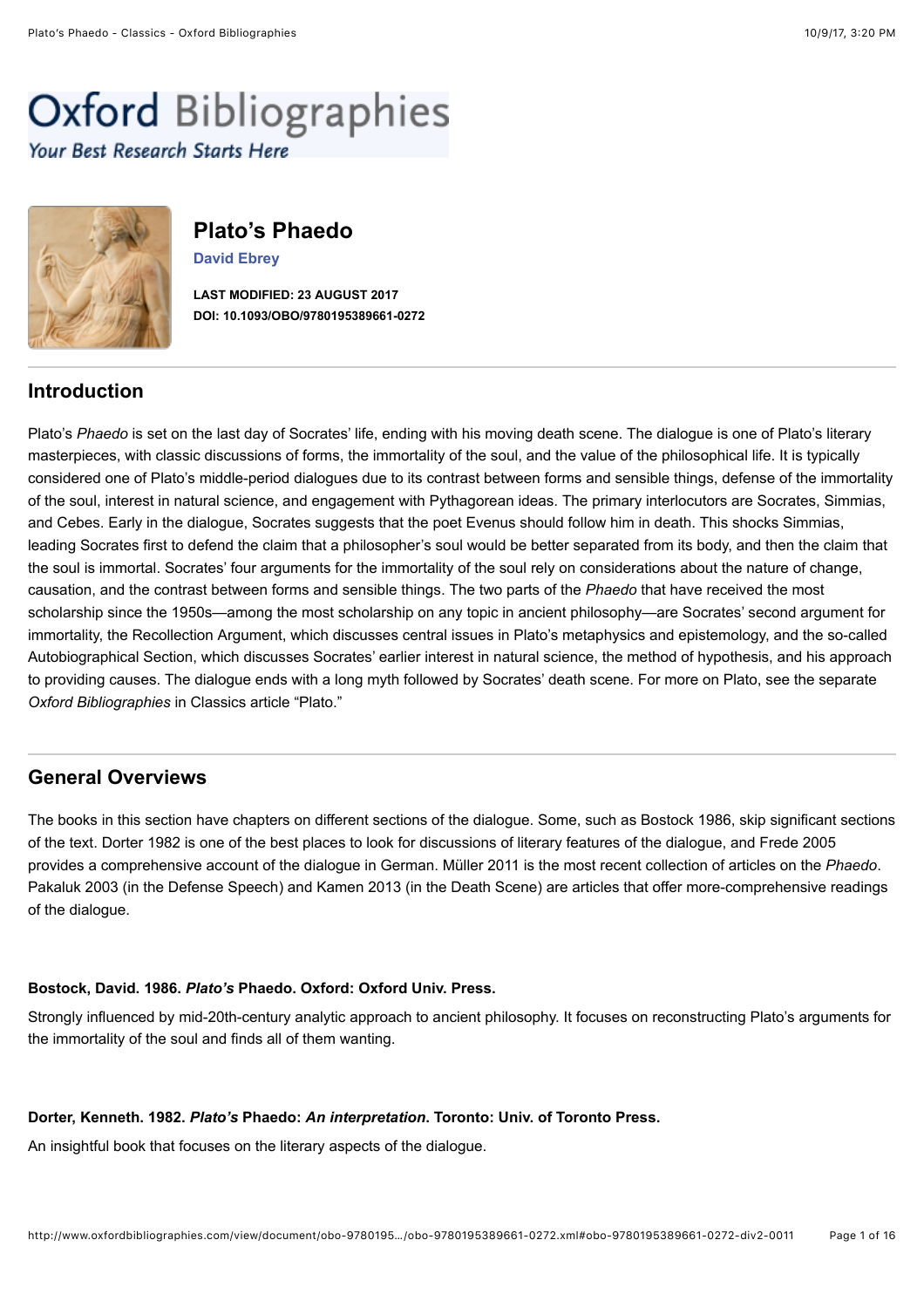# Oxford Bibliographies

*Your Best Research Starts Here*

## Plato's Phaedo

**David Ebrey**

**LAST MODIFIED: 23 AUGUST 2017**

**DOI: 10.1093/OBO/9780195389661-0272**

## Introduction

Plato's *Phaedo* is set on the last day of Socrates' life, ending with his moving death scene. The dialogue is one of Plato's literary masterpieces, with classic discussions of forms, the immortality of the soul, and the value of the philosophical life. It is typically considered one of Plato's middle-period dialogues due to its contrast between forms and sensible things, defense of the immortality of the soul, interest in natural science, and engagement with Pythagorean ideas. The primary interlocutors are Socrates, Simmias, and Cebes. Early in the dialogue, Socrates suggests that the poet Evenus should follow him in death. This shocks Simmias, leading Socrates first to defend the claim that a philosopher's soul would be better separated from its body, and then the claim that the soul is immortal. Socrates' four arguments for the immortality of the soul rely on considerations about the nature of change, causation, and the contrast between forms and sensible things. The two parts of the *Phaedo* that have received the most scholarship since the 1950s—among the most scholarship on any topic in ancient philosophy—are Socrates' second argument for immortality, the Recollection Argument, which discusses central issues in Plato's metaphysics and epistemology, and the so-called Autobiographical Section, which discusses Socrates' earlier interest in natural science, the method of hypothesis, and his approach to providing causes. The dialogue ends with a long myth followed by Socrates' death scene. For more on Plato, see the separate *Oxford Bibliographies* in Classics article "Plato."

## General Overviews

The books in this section have chapters on different sections of the dialogue. Some, such as Bostock 1986, skip significant sections of the text. Dorter 1982 is one of the best places to look for discussions of literary features of the dialogue, and Frede 2005 provides a comprehensive account of the dialogue in German. Müller 2011 is the most recent collection of articles on the *Phaedo*. Pakaluk 2003 (in the Defense Speech) and Kamen 2013 (in the Death Scene) are articles that offer more-comprehensive readings of the dialogue.

**Bostock, David. 1986. *Plato's* Phaedo. Oxford: Oxford Univ. Press.**

Strongly influenced by mid-20th-century analytic approach to ancient philosophy. It focuses on reconstructing Plato's arguments for the immortality of the soul and finds all of them wanting.

**Dorter, Kenneth. 1982. *Plato's* Phaedo: *An interpretation*. Toronto: Univ. of Toronto Press.**

An insightful book that focuses on the literary aspects of the dialogue.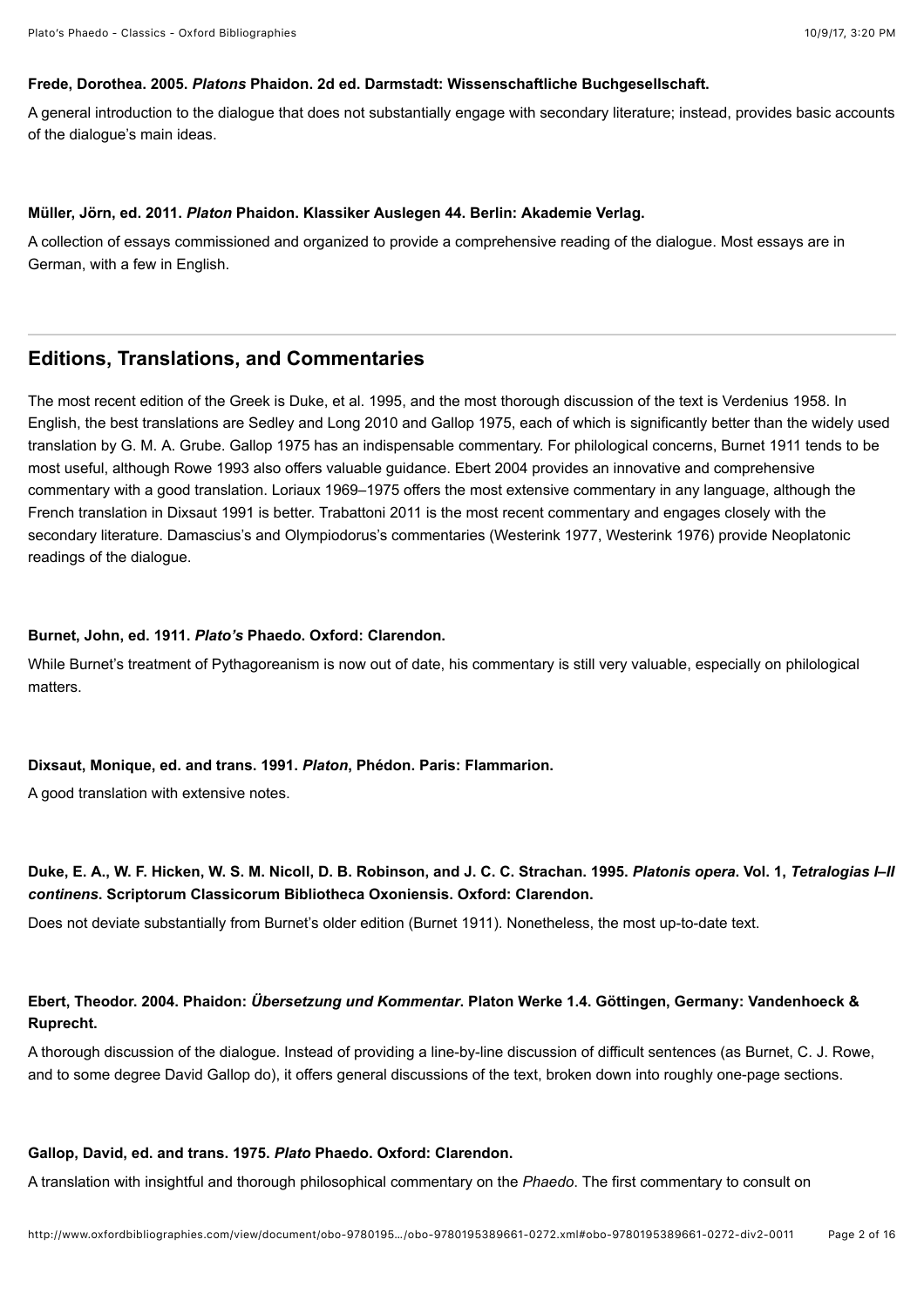**Frede, Dorothea. 2005. *Platons* Phaidon. 2d ed. Darmstadt: Wissenschaftliche Buchgesellschaft.**

A general introduction to the dialogue that does not substantially engage with secondary literature; instead, provides basic accounts of the dialogue's main ideas.

**Müller, Jörn, ed. 2011. *Platon* Phaidon. Klassiker Auslegen 44. Berlin: Akademie Verlag.**

A collection of essays commissioned and organized to provide a comprehensive reading of the dialogue. Most essays are in German, with a few in English.

## Editions, Translations, and Commentaries

The most recent edition of the Greek is Duke, et al. 1995, and the most thorough discussion of the text is Verdenius 1958. In English, the best translations are Sedley and Long 2010 and Gallop 1975, each of which is significantly better than the widely used translation by G. M. A. Grube. Gallop 1975 has an indispensable commentary. For philological concerns, Burnet 1911 tends to be most useful, although Rowe 1993 also offers valuable guidance. Ebert 2004 provides an innovative and comprehensive commentary with a good translation. Loriaux 1969–1975 offers the most extensive commentary in any language, although the French translation in Dixsaut 1991 is better. Trabattoni 2011 is the most recent commentary and engages closely with the secondary literature. Damascius's and Olympiodorus's commentaries (Westerink 1977, Westerink 1976) provide Neoplatonic readings of the dialogue.

**Burnet, John, ed. 1911. *Plato's* Phaedo. Oxford: Clarendon.**

While Burnet's treatment of Pythagoreanism is now out of date, his commentary is still very valuable, especially on philological matters.

**Dixsaut, Monique, ed. and trans. 1991. *Platon*, Phédon. Paris: Flammarion.**

A good translation with extensive notes.

**Duke, E. A., W. F. Hicken, W. S. M. Nicoll, D. B. Robinson, and J. C. C. Strachan. 1995. *Platonis opera*. Vol. 1, *Tetralogias I–II continens*. Scriptorum Classicorum Bibliotheca Oxoniensis. Oxford: Clarendon.**

Does not deviate substantially from Burnet's older edition (Burnet 1911). Nonetheless, the most up-to-date text.

**Ebert, Theodor. 2004. Phaidon: *Übersetzung und Kommentar*. Platon Werke 1.4. Göttingen, Germany: Vandenhoeck & Ruprecht.**

A thorough discussion of the dialogue. Instead of providing a line-by-line discussion of difficult sentences (as Burnet, C. J. Rowe, and to some degree David Gallop do), it offers general discussions of the text, broken down into roughly one-page sections.

**Gallop, David, ed. and trans. 1975. *Plato* Phaedo. Oxford: Clarendon.**

A translation with insightful and thorough philosophical commentary on the *Phaedo*. The first commentary to consult on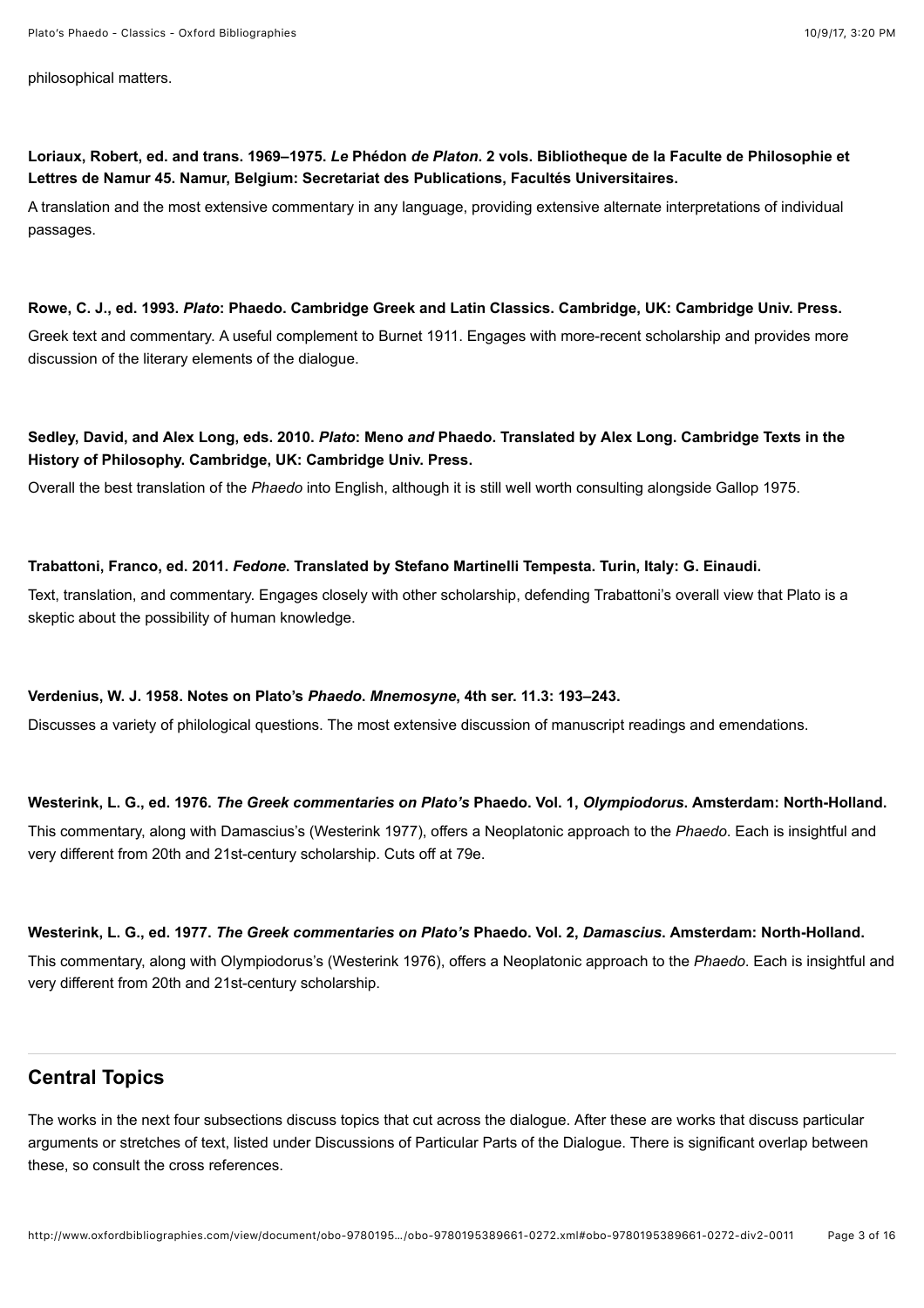philosophical matters.

**Loriaux, Robert, ed. and trans. 1969–1975. *Le* Phédon *de Platon*. 2 vols. Bibliotheque de la Faculte de Philosophie et Lettres de Namur 45. Namur, Belgium: Secretariat des Publications, Facultés Universitaires.**

A translation and the most extensive commentary in any language, providing extensive alternate interpretations of individual passages.

**Rowe, C. J., ed. 1993. *Plato*: Phaedo. Cambridge Greek and Latin Classics. Cambridge, UK: Cambridge Univ. Press.**

Greek text and commentary. A useful complement to Burnet 1911. Engages with more-recent scholarship and provides more discussion of the literary elements of the dialogue.

**Sedley, David, and Alex Long, eds. 2010. *Plato*: Meno *and* Phaedo. Translated by Alex Long. Cambridge Texts in the History of Philosophy. Cambridge, UK: Cambridge Univ. Press.**

Overall the best translation of the *Phaedo* into English, although it is still well worth consulting alongside Gallop 1975.

**Trabattoni, Franco, ed. 2011. *Fedone*. Translated by Stefano Martinelli Tempesta. Turin, Italy: G. Einaudi.**

Text, translation, and commentary. Engages closely with other scholarship, defending Trabattoni's overall view that Plato is a skeptic about the possibility of human knowledge.

**Verdenius, W. J. 1958. Notes on Plato's *Phaedo*. *Mnemosyne*, 4th ser. 11.3: 193–243.**

Discusses a variety of philological questions. The most extensive discussion of manuscript readings and emendations.

**Westerink, L. G., ed. 1976. *The Greek commentaries on Plato's* Phaedo. Vol. 1, *Olympiodorus*. Amsterdam: North-Holland.**

This commentary, along with Damascius's (Westerink 1977), offers a Neoplatonic approach to the *Phaedo*. Each is insightful and very different from 20th and 21st-century scholarship. Cuts off at 79e.

**Westerink, L. G., ed. 1977. *The Greek commentaries on Plato's* Phaedo. Vol. 2, *Damascius*. Amsterdam: North-Holland.**

This commentary, along with Olympiodorus's (Westerink 1976), offers a Neoplatonic approach to the *Phaedo*. Each is insightful and very different from 20th and 21st-century scholarship.

## Central Topics

The works in the next four subsections discuss topics that cut across the dialogue. After these are works that discuss particular arguments or stretches of text, listed under Discussions of Particular Parts of the Dialogue. There is significant overlap between these, so consult the cross references.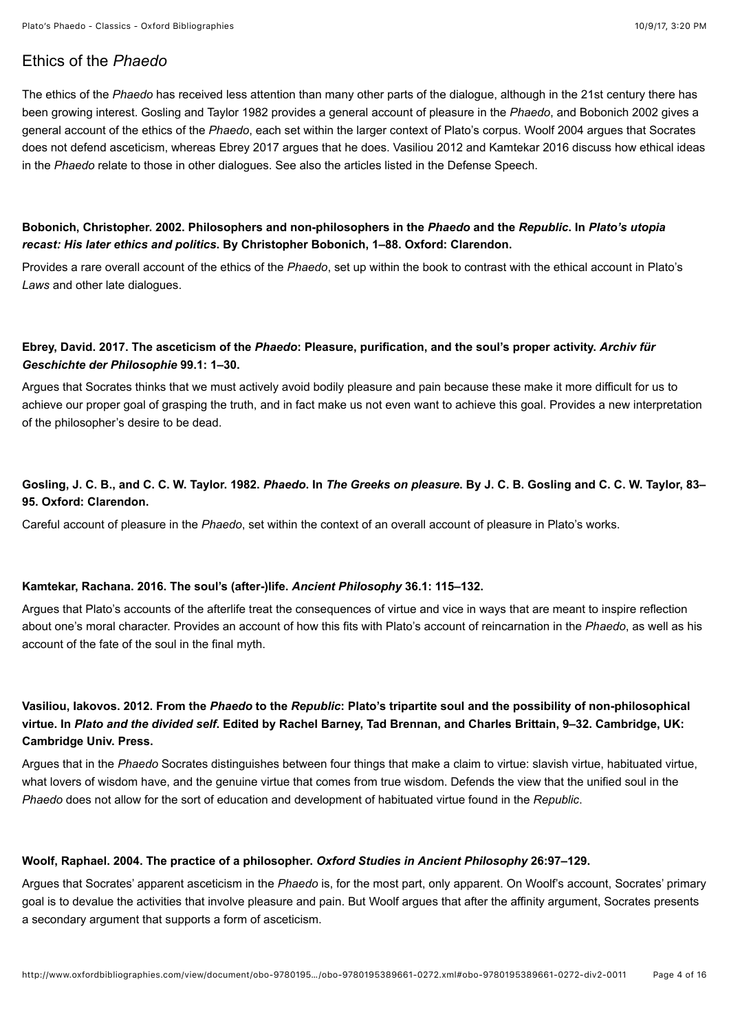## Ethics of the *Phaedo*

The ethics of the *Phaedo* has received less attention than many other parts of the dialogue, although in the 21st century there has been growing interest. Gosling and Taylor 1982 provides a general account of pleasure in the *Phaedo*, and Bobonich 2002 gives a general account of the ethics of the *Phaedo*, each set within the larger context of Plato's corpus. Woolf 2004 argues that Socrates does not defend asceticism, whereas Ebrey 2017 argues that he does. Vasiliou 2012 and Kamtekar 2016 discuss how ethical ideas in the *Phaedo* relate to those in other dialogues. See also the articles listed in the Defense Speech.

**Bobonich, Christopher. 2002. Philosophers and non-philosophers in the *Phaedo* and the *Republic*. In *Plato's utopia recast: His later ethics and politics*. By Christopher Bobonich, 1–88. Oxford: Clarendon.**

Provides a rare overall account of the ethics of the *Phaedo*, set up within the book to contrast with the ethical account in Plato's *Laws* and other late dialogues.

**Ebrey, David. 2017. The asceticism of the *Phaedo*: Pleasure, purification, and the soul's proper activity. *Archiv für Geschichte der Philosophie* 99.1: 1–30.**

Argues that Socrates thinks that we must actively avoid bodily pleasure and pain because these make it more difficult for us to achieve our proper goal of grasping the truth, and in fact make us not even want to achieve this goal. Provides a new interpretation of the philosopher's desire to be dead.

**Gosling, J. C. B., and C. C. W. Taylor. 1982. *Phaedo*. In *The Greeks on pleasure*. By J. C. B. Gosling and C. C. W. Taylor, 83–95. Oxford: Clarendon.**

Careful account of pleasure in the *Phaedo*, set within the context of an overall account of pleasure in Plato's works.

**Kamtekar, Rachana. 2016. The soul's (after-)life. *Ancient Philosophy* 36.1: 115–132.**

Argues that Plato's accounts of the afterlife treat the consequences of virtue and vice in ways that are meant to inspire reflection about one's moral character. Provides an account of how this fits with Plato's account of reincarnation in the *Phaedo*, as well as his account of the fate of the soul in the final myth.

**Vasiliou, Iakovos. 2012. From the *Phaedo* to the *Republic*: Plato's tripartite soul and the possibility of non-philosophical virtue. In *Plato and the divided self*. Edited by Rachel Barney, Tad Brennan, and Charles Brittain, 9–32. Cambridge, UK: Cambridge Univ. Press.**

Argues that in the *Phaedo* Socrates distinguishes between four things that make a claim to virtue: slavish virtue, habituated virtue, what lovers of wisdom have, and the genuine virtue that comes from true wisdom. Defends the view that the unified soul in the *Phaedo* does not allow for the sort of education and development of habituated virtue found in the *Republic*.

**Woolf, Raphael. 2004. The practice of a philosopher. *Oxford Studies in Ancient Philosophy* 26:97–129.**

Argues that Socrates' apparent asceticism in the *Phaedo* is, for the most part, only apparent. On Woolf's account, Socrates' primary goal is to devalue the activities that involve pleasure and pain. But Woolf argues that after the affinity argument, Socrates presents a secondary argument that supports a form of asceticism.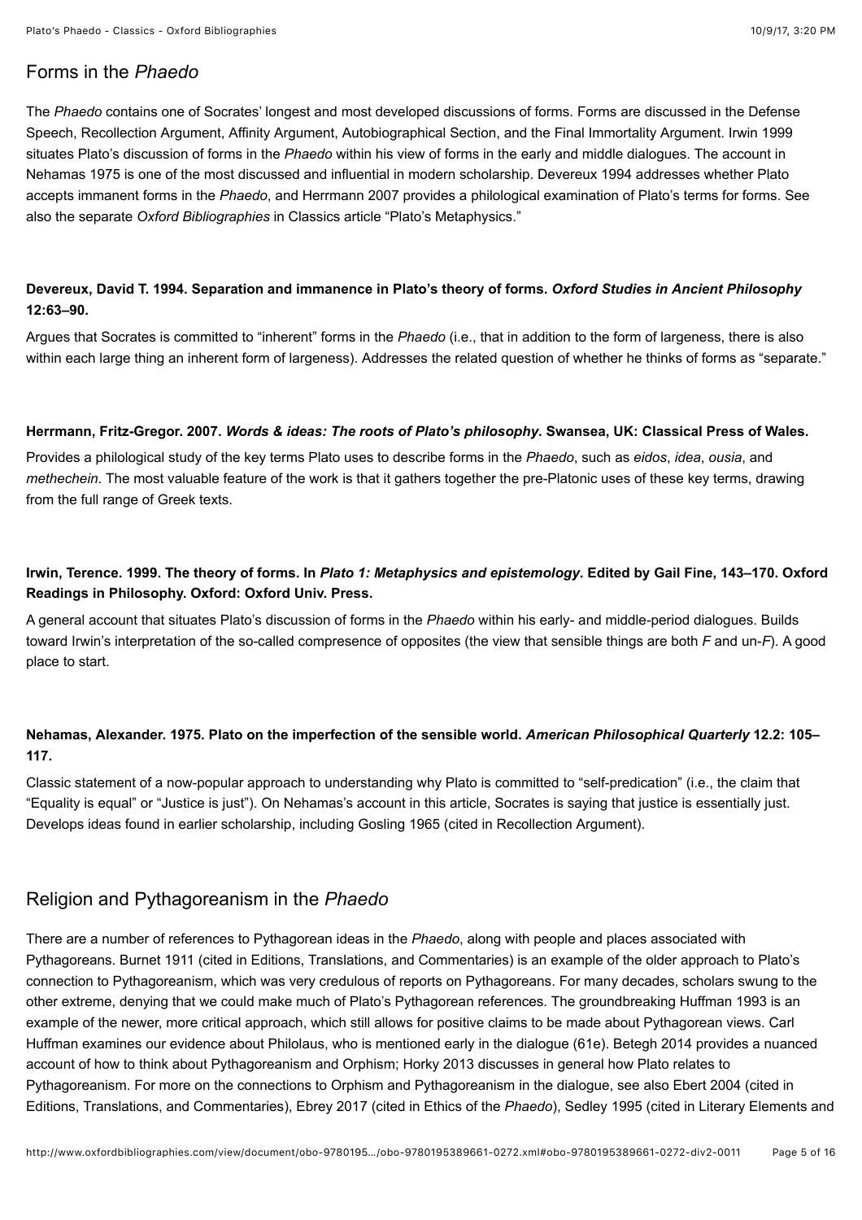## Forms in the *Phaedo*

The *Phaedo* contains one of Socrates' longest and most developed discussions of forms. Forms are discussed in the Defense Speech, Recollection Argument, Affinity Argument, Autobiographical Section, and the Final Immortality Argument. Irwin 1999 situates Plato's discussion of forms in the *Phaedo* within his view of forms in the early and middle dialogues. The account in Nehamas 1975 is one of the most discussed and influential in modern scholarship. Devereux 1994 addresses whether Plato accepts immanent forms in the *Phaedo*, and Herrmann 2007 provides a philological examination of Plato's terms for forms. See also the separate *Oxford Bibliographies* in Classics article "Plato's Metaphysics."

**Devereux, David T. 1994. Separation and immanence in Plato's theory of forms. *Oxford Studies in Ancient Philosophy* 12:63–90.**

Argues that Socrates is committed to "inherent" forms in the *Phaedo* (i.e., that in addition to the form of largeness, there is also within each large thing an inherent form of largeness). Addresses the related question of whether he thinks of forms as "separate."

**Herrmann, Fritz-Gregor. 2007. *Words & ideas: The roots of Plato's philosophy*. Swansea, UK: Classical Press of Wales.**

Provides a philological study of the key terms Plato uses to describe forms in the *Phaedo*, such as *eidos*, *idea*, *ousia*, and *methechein*. The most valuable feature of the work is that it gathers together the pre-Platonic uses of these key terms, drawing from the full range of Greek texts.

**Irwin, Terence. 1999. The theory of forms. In *Plato 1: Metaphysics and epistemology*. Edited by Gail Fine, 143–170. Oxford Readings in Philosophy. Oxford: Oxford Univ. Press.**

A general account that situates Plato's discussion of forms in the *Phaedo* within his early- and middle-period dialogues. Builds toward Irwin's interpretation of the so-called compresence of opposites (the view that sensible things are both *F* and un-*F*). A good place to start.

**Nehamas, Alexander. 1975. Plato on the imperfection of the sensible world. *American Philosophical Quarterly* 12.2: 105–117.**

Classic statement of a now-popular approach to understanding why Plato is committed to "self-predication" (i.e., the claim that "Equality is equal" or "Justice is just"). On Nehamas's account in this article, Socrates is saying that justice is essentially just. Develops ideas found in earlier scholarship, including Gosling 1965 (cited in Recollection Argument).

## Religion and Pythagoreanism in the *Phaedo*

There are a number of references to Pythagorean ideas in the *Phaedo*, along with people and places associated with Pythagoreans. Burnet 1911 (cited in Editions, Translations, and Commentaries) is an example of the older approach to Plato's connection to Pythagoreanism, which was very credulous of reports on Pythagoreans. For many decades, scholars swung to the other extreme, denying that we could make much of Plato's Pythagorean references. The groundbreaking Huffman 1993 is an example of the newer, more critical approach, which still allows for positive claims to be made about Pythagorean views. Carl Huffman examines our evidence about Philolaus, who is mentioned early in the dialogue (61e). Betegh 2014 provides a nuanced account of how to think about Pythagoreanism and Orphism; Horky 2013 discusses in general how Plato relates to Pythagoreanism. For more on the connections to Orphism and Pythagoreanism in the dialogue, see also Ebert 2004 (cited in Editions, Translations, and Commentaries), Ebrey 2017 (cited in Ethics of the *Phaedo*), Sedley 1995 (cited in Literary Elements and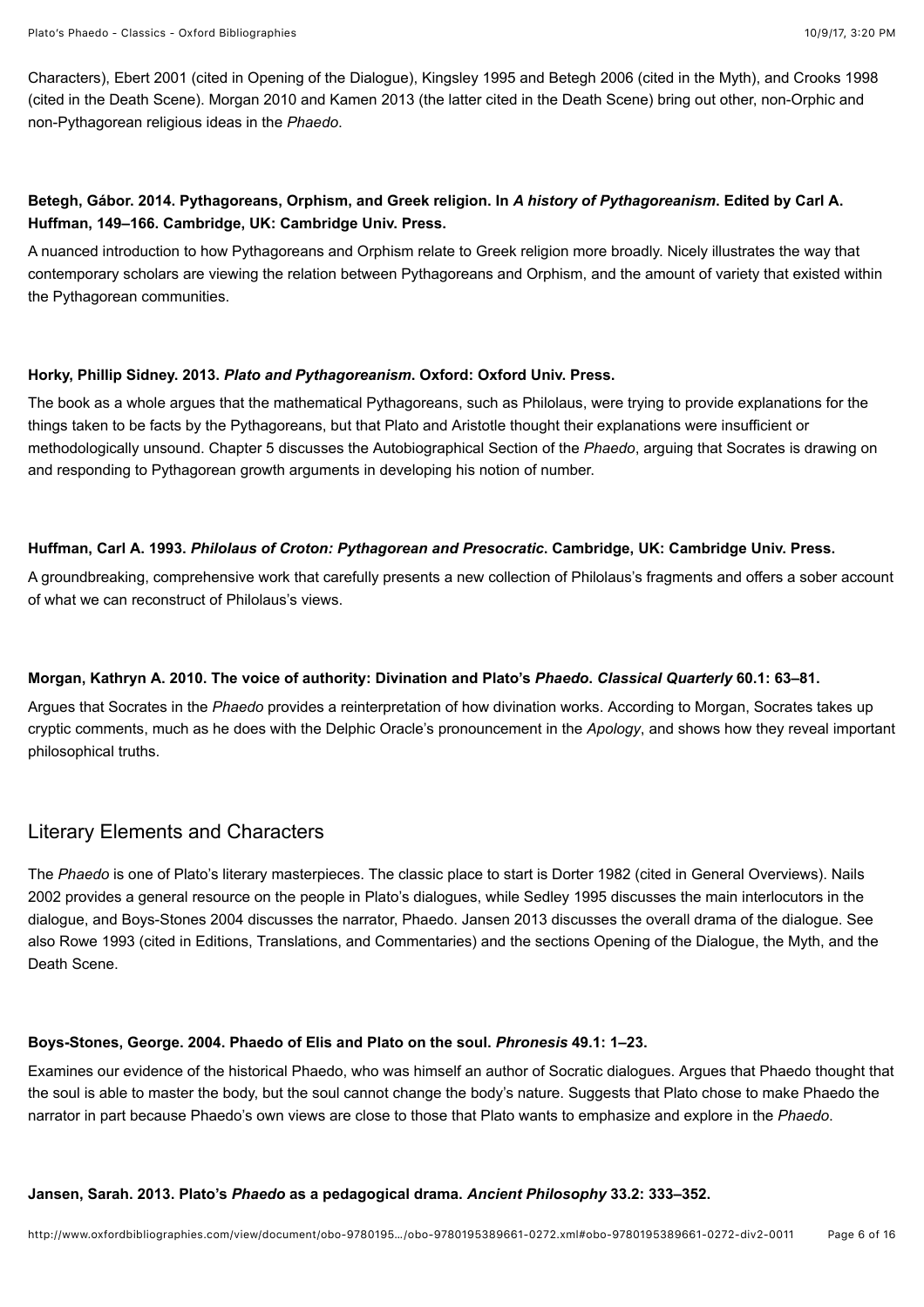Characters), Ebert 2001 (cited in Opening of the Dialogue), Kingsley 1995 and Betegh 2006 (cited in the Myth), and Crooks 1998 (cited in the Death Scene). Morgan 2010 and Kamen 2013 (the latter cited in the Death Scene) bring out other, non-Orphic and non-Pythagorean religious ideas in the *Phaedo*.

**Betegh, Gábor. 2014. Pythagoreans, Orphism, and Greek religion. In *A history of Pythagoreanism*. Edited by Carl A. Huffman, 149–166. Cambridge, UK: Cambridge Univ. Press.**

A nuanced introduction to how Pythagoreans and Orphism relate to Greek religion more broadly. Nicely illustrates the way that contemporary scholars are viewing the relation between Pythagoreans and Orphism, and the amount of variety that existed within the Pythagorean communities.

**Horky, Phillip Sidney. 2013. *Plato and Pythagoreanism*. Oxford: Oxford Univ. Press.**

The book as a whole argues that the mathematical Pythagoreans, such as Philolaus, were trying to provide explanations for the things taken to be facts by the Pythagoreans, but that Plato and Aristotle thought their explanations were insufficient or methodologically unsound. Chapter 5 discusses the Autobiographical Section of the *Phaedo*, arguing that Socrates is drawing on and responding to Pythagorean growth arguments in developing his notion of number.

**Huffman, Carl A. 1993. *Philolaus of Croton: Pythagorean and Presocratic*. Cambridge, UK: Cambridge Univ. Press.**

A groundbreaking, comprehensive work that carefully presents a new collection of Philolaus's fragments and offers a sober account of what we can reconstruct of Philolaus's views.

**Morgan, Kathryn A. 2010. The voice of authority: Divination and Plato's *Phaedo*. *Classical Quarterly* 60.1: 63–81.**

Argues that Socrates in the *Phaedo* provides a reinterpretation of how divination works. According to Morgan, Socrates takes up cryptic comments, much as he does with the Delphic Oracle's pronouncement in the *Apology*, and shows how they reveal important philosophical truths.

## Literary Elements and Characters

The *Phaedo* is one of Plato's literary masterpieces. The classic place to start is Dorter 1982 (cited in General Overviews). Nails 2002 provides a general resource on the people in Plato's dialogues, while Sedley 1995 discusses the main interlocutors in the dialogue, and Boys-Stones 2004 discusses the narrator, Phaedo. Jansen 2013 discusses the overall drama of the dialogue. See also Rowe 1993 (cited in Editions, Translations, and Commentaries) and the sections Opening of the Dialogue, the Myth, and the Death Scene.

**Boys-Stones, George. 2004. Phaedo of Elis and Plato on the soul. *Phronesis* 49.1: 1–23.**

Examines our evidence of the historical Phaedo, who was himself an author of Socratic dialogues. Argues that Phaedo thought that the soul is able to master the body, but the soul cannot change the body's nature. Suggests that Plato chose to make Phaedo the narrator in part because Phaedo's own views are close to those that Plato wants to emphasize and explore in the *Phaedo*.

**Jansen, Sarah. 2013. Plato's *Phaedo* as a pedagogical drama. *Ancient Philosophy* 33.2: 333–352.**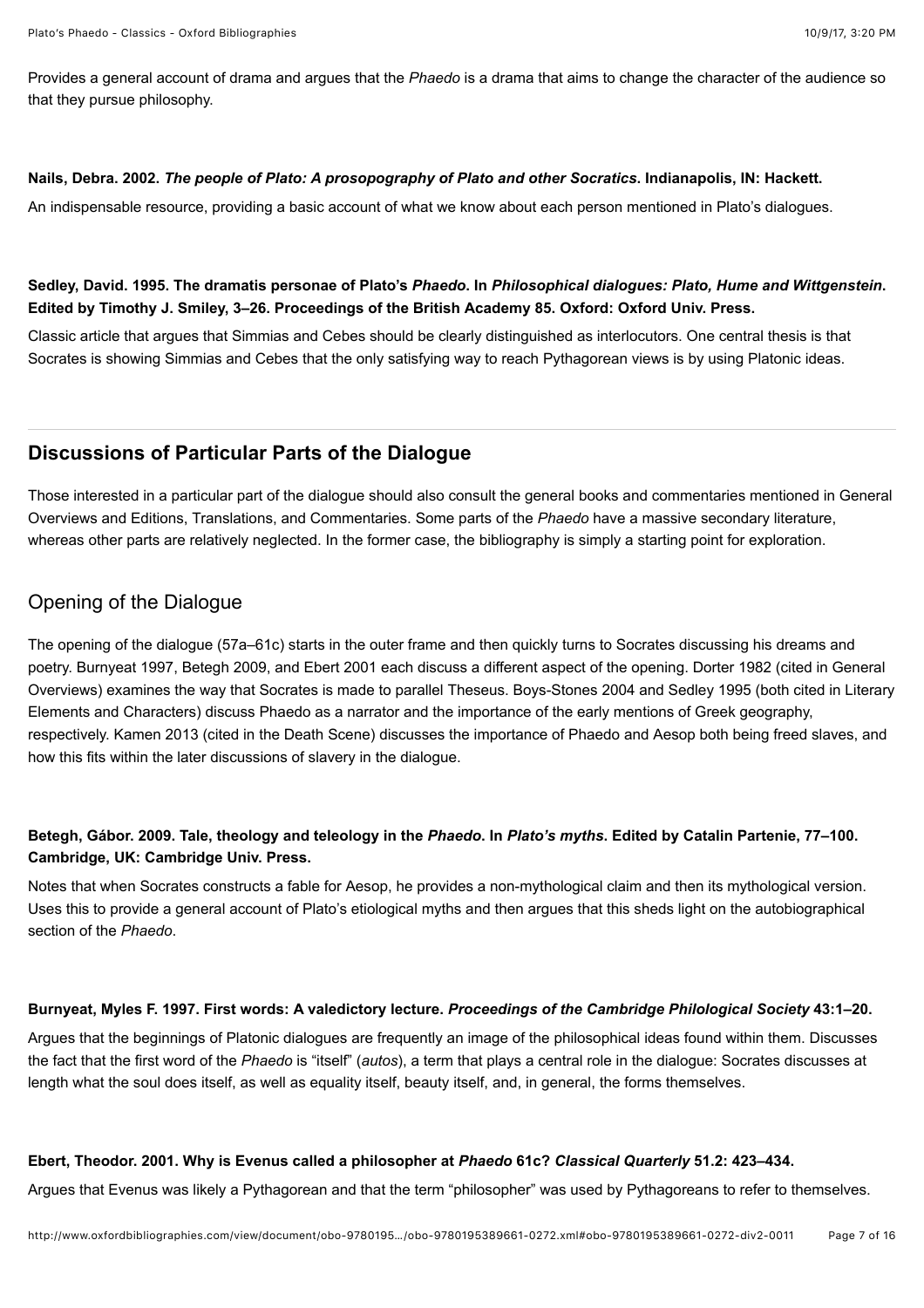Provides a general account of drama and argues that the *Phaedo* is a drama that aims to change the character of the audience so that they pursue philosophy.

**Nails, Debra. 2002. *The people of Plato: A prosopography of Plato and other Socratics*. Indianapolis, IN: Hackett.**

An indispensable resource, providing a basic account of what we know about each person mentioned in Plato's dialogues.

**Sedley, David. 1995. The dramatis personae of Plato's *Phaedo*. In *Philosophical dialogues: Plato, Hume and Wittgenstein*. Edited by Timothy J. Smiley, 3–26. Proceedings of the British Academy 85. Oxford: Oxford Univ. Press.**

Classic article that argues that Simmias and Cebes should be clearly distinguished as interlocutors. One central thesis is that Socrates is showing Simmias and Cebes that the only satisfying way to reach Pythagorean views is by using Platonic ideas.

## Discussions of Particular Parts of the Dialogue

Those interested in a particular part of the dialogue should also consult the general books and commentaries mentioned in General Overviews and Editions, Translations, and Commentaries. Some parts of the *Phaedo* have a massive secondary literature, whereas other parts are relatively neglected. In the former case, the bibliography is simply a starting point for exploration.

### Opening of the Dialogue

The opening of the dialogue (57a–61c) starts in the outer frame and then quickly turns to Socrates discussing his dreams and poetry. Burnyeat 1997, Betegh 2009, and Ebert 2001 each discuss a different aspect of the opening. Dorter 1982 (cited in General Overviews) examines the way that Socrates is made to parallel Theseus. Boys-Stones 2004 and Sedley 1995 (both cited in Literary Elements and Characters) discuss Phaedo as a narrator and the importance of the early mentions of Greek geography, respectively. Kamen 2013 (cited in the Death Scene) discusses the importance of Phaedo and Aesop both being freed slaves, and how this fits within the later discussions of slavery in the dialogue.

**Betegh, Gábor. 2009. Tale, theology and teleology in the *Phaedo*. In *Plato's myths*. Edited by Catalin Partenie, 77–100. Cambridge, UK: Cambridge Univ. Press.**

Notes that when Socrates constructs a fable for Aesop, he provides a non-mythological claim and then its mythological version. Uses this to provide a general account of Plato's etiological myths and then argues that this sheds light on the autobiographical section of the *Phaedo*.

**Burnyeat, Myles F. 1997. First words: A valedictory lecture. *Proceedings of the Cambridge Philological Society* 43:1–20.**

Argues that the beginnings of Platonic dialogues are frequently an image of the philosophical ideas found within them. Discusses the fact that the first word of the *Phaedo* is "itself" (*autos*), a term that plays a central role in the dialogue: Socrates discusses at length what the soul does itself, as well as equality itself, beauty itself, and, in general, the forms themselves.

**Ebert, Theodor. 2001. Why is Evenus called a philosopher at *Phaedo* 61c? *Classical Quarterly* 51.2: 423–434.**

Argues that Evenus was likely a Pythagorean and that the term "philosopher" was used by Pythagoreans to refer to themselves.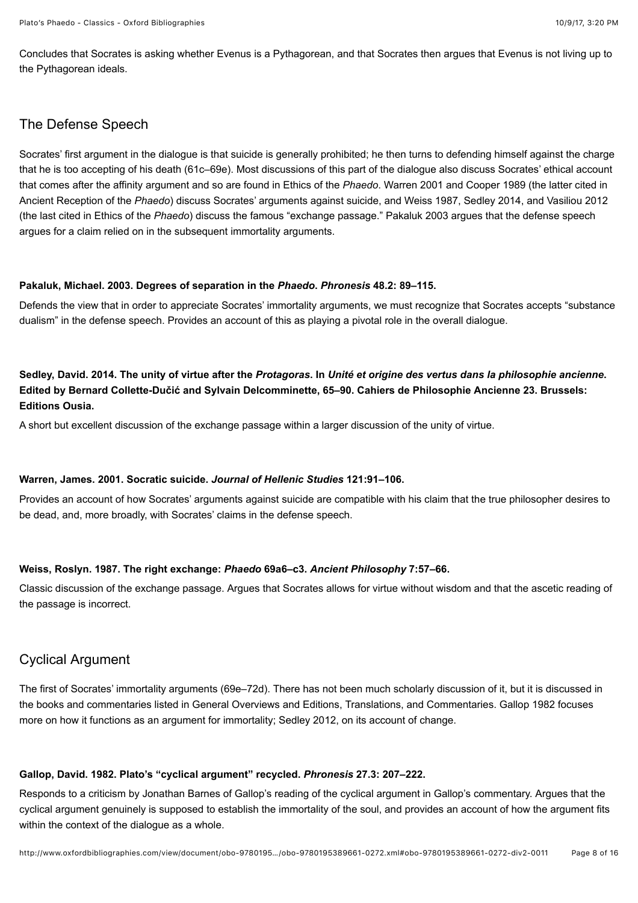Concludes that Socrates is asking whether Evenus is a Pythagorean, and that Socrates then argues that Evenus is not living up to the Pythagorean ideals.

## The Defense Speech

Socrates' first argument in the dialogue is that suicide is generally prohibited; he then turns to defending himself against the charge that he is too accepting of his death (61c–69e). Most discussions of this part of the dialogue also discuss Socrates' ethical account that comes after the affinity argument and so are found in Ethics of the *Phaedo*. Warren 2001 and Cooper 1989 (the latter cited in Ancient Reception of the *Phaedo*) discuss Socrates' arguments against suicide, and Weiss 1987, Sedley 2014, and Vasiliou 2012 (the last cited in Ethics of the *Phaedo*) discuss the famous "exchange passage." Pakaluk 2003 argues that the defense speech argues for a claim relied on in the subsequent immortality arguments.

**Pakaluk, Michael. 2003. Degrees of separation in the *Phaedo*. *Phronesis* 48.2: 89–115.**

Defends the view that in order to appreciate Socrates' immortality arguments, we must recognize that Socrates accepts "substance dualism" in the defense speech. Provides an account of this as playing a pivotal role in the overall dialogue.

**Sedley, David. 2014. The unity of virtue after the *Protagoras*. In *Unité et origine des vertus dans la philosophie ancienne*. Edited by Bernard Collette-Dučić and Sylvain Delcomminette, 65–90. Cahiers de Philosophie Ancienne 23. Brussels: Editions Ousia.**

A short but excellent discussion of the exchange passage within a larger discussion of the unity of virtue.

**Warren, James. 2001. Socratic suicide. *Journal of Hellenic Studies* 121:91–106.**

Provides an account of how Socrates' arguments against suicide are compatible with his claim that the true philosopher desires to be dead, and, more broadly, with Socrates' claims in the defense speech.

**Weiss, Roslyn. 1987. The right exchange: *Phaedo* 69a6–c3. *Ancient Philosophy* 7:57–66.**

Classic discussion of the exchange passage. Argues that Socrates allows for virtue without wisdom and that the ascetic reading of the passage is incorrect.

## Cyclical Argument

The first of Socrates' immortality arguments (69e–72d). There has not been much scholarly discussion of it, but it is discussed in the books and commentaries listed in General Overviews and Editions, Translations, and Commentaries. Gallop 1982 focuses more on how it functions as an argument for immortality; Sedley 2012, on its account of change.

**Gallop, David. 1982. Plato's "cyclical argument" recycled. *Phronesis* 27.3: 207–222.**

Responds to a criticism by Jonathan Barnes of Gallop's reading of the cyclical argument in Gallop's commentary. Argues that the cyclical argument genuinely is supposed to establish the immortality of the soul, and provides an account of how the argument fits within the context of the dialogue as a whole.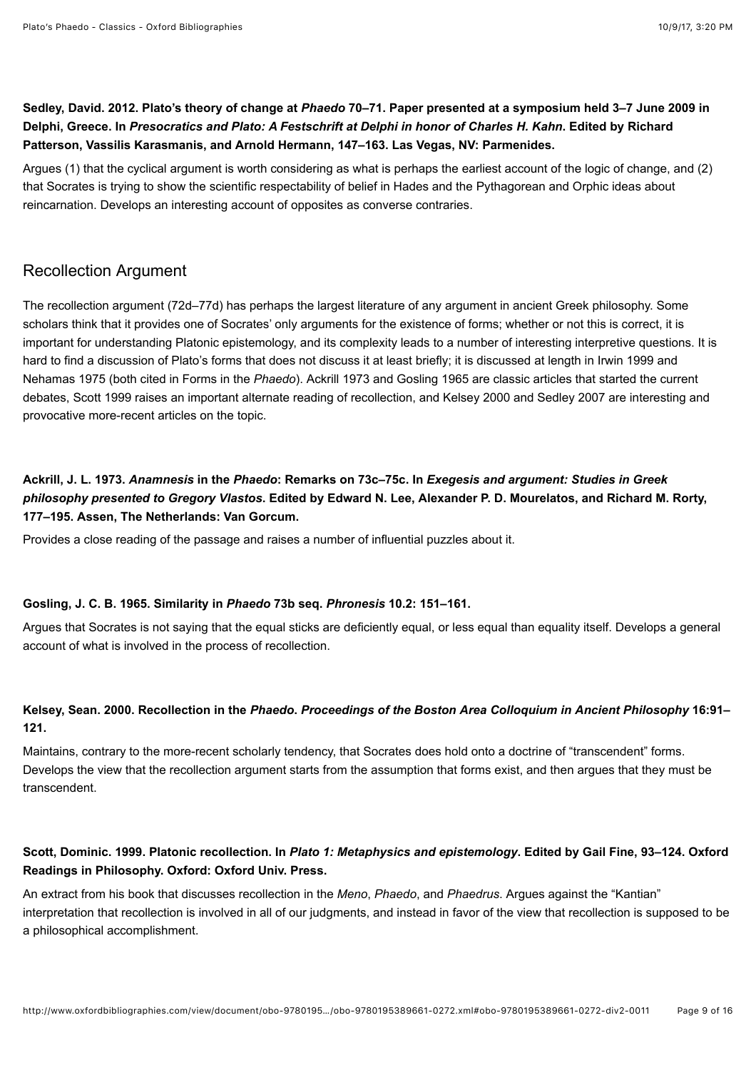**Sedley, David. 2012. Plato's theory of change at *Phaedo* 70–71. Paper presented at a symposium held 3–7 June 2009 in Delphi, Greece. In *Presocratics and Plato: A Festschrift at Delphi in honor of Charles H. Kahn*. Edited by Richard Patterson, Vassilis Karasmanis, and Arnold Hermann, 147–163. Las Vegas, NV: Parmenides.**

Argues (1) that the cyclical argument is worth considering as what is perhaps the earliest account of the logic of change, and (2) that Socrates is trying to show the scientific respectability of belief in Hades and the Pythagorean and Orphic ideas about reincarnation. Develops an interesting account of opposites as converse contraries.

## Recollection Argument

The recollection argument (72d–77d) has perhaps the largest literature of any argument in ancient Greek philosophy. Some scholars think that it provides one of Socrates' only arguments for the existence of forms; whether or not this is correct, it is important for understanding Platonic epistemology, and its complexity leads to a number of interesting interpretive questions. It is hard to find a discussion of Plato's forms that does not discuss it at least briefly; it is discussed at length in Irwin 1999 and Nehamas 1975 (both cited in Forms in the *Phaedo*). Ackrill 1973 and Gosling 1965 are classic articles that started the current debates, Scott 1999 raises an important alternate reading of recollection, and Kelsey 2000 and Sedley 2007 are interesting and provocative more-recent articles on the topic.

**Ackrill, J. L. 1973. *Anamnesis* in the *Phaedo*: Remarks on 73c–75c. In *Exegesis and argument: Studies in Greek philosophy presented to Gregory Vlastos*. Edited by Edward N. Lee, Alexander P. D. Mourelatos, and Richard M. Rorty, 177–195. Assen, The Netherlands: Van Gorcum.**

Provides a close reading of the passage and raises a number of influential puzzles about it.

**Gosling, J. C. B. 1965. Similarity in *Phaedo* 73b seq. *Phronesis* 10.2: 151–161.**

Argues that Socrates is not saying that the equal sticks are deficiently equal, or less equal than equality itself. Develops a general account of what is involved in the process of recollection.

**Kelsey, Sean. 2000. Recollection in the *Phaedo*. *Proceedings of the Boston Area Colloquium in Ancient Philosophy* 16:91–121.**

Maintains, contrary to the more-recent scholarly tendency, that Socrates does hold onto a doctrine of "transcendent" forms. Develops the view that the recollection argument starts from the assumption that forms exist, and then argues that they must be transcendent.

**Scott, Dominic. 1999. Platonic recollection. In *Plato 1: Metaphysics and epistemology*. Edited by Gail Fine, 93–124. Oxford Readings in Philosophy. Oxford: Oxford Univ. Press.**

An extract from his book that discusses recollection in the *Meno*, *Phaedo*, and *Phaedrus*. Argues against the "Kantian" interpretation that recollection is involved in all of our judgments, and instead in favor of the view that recollection is supposed to be a philosophical accomplishment.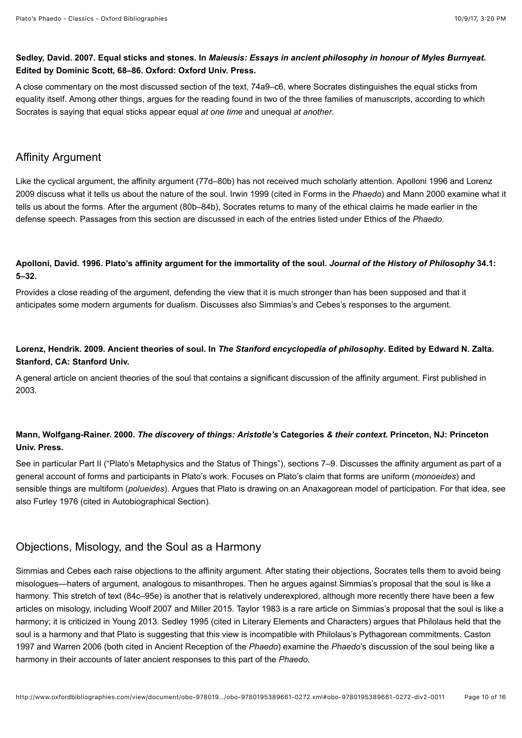**Sedley, David. 2007. Equal sticks and stones. In *Maieusis: Essays in ancient philosophy in honour of Myles Burnyeat*. Edited by Dominic Scott, 68–86. Oxford: Oxford Univ. Press.**

A close commentary on the most discussed section of the text, 74a9–c6, where Socrates distinguishes the equal sticks from equality itself. Among other things, argues for the reading found in two of the three families of manuscripts, according to which Socrates is saying that equal sticks appear equal *at one time* and unequal *at another*.

## Affinity Argument

Like the cyclical argument, the affinity argument (77d–80b) has not received much scholarly attention. Apolloni 1996 and Lorenz 2009 discuss what it tells us about the nature of the soul. Irwin 1999 (cited in Forms in the *Phaedo*) and Mann 2000 examine what it tells us about the forms. After the argument (80b–84b), Socrates returns to many of the ethical claims he made earlier in the defense speech. Passages from this section are discussed in each of the entries listed under Ethics of the *Phaedo*.

**Apolloni, David. 1996. Plato's affinity argument for the immortality of the soul. *Journal of the History of Philosophy* 34.1: 5–32.**

Provides a close reading of the argument, defending the view that it is much stronger than has been supposed and that it anticipates some modern arguments for dualism. Discusses also Simmias's and Cebes's responses to the argument.

**Lorenz, Hendrik. 2009. Ancient theories of soul. In *The Stanford encyclopedia of philosophy*. Edited by Edward N. Zalta. Stanford, CA: Stanford Univ.**

A general article on ancient theories of the soul that contains a significant discussion of the affinity argument. First published in 2003.

**Mann, Wolfgang-Rainer. 2000. *The discovery of things: Aristotle's* Categories *& their context*. Princeton, NJ: Princeton Univ. Press.**

See in particular Part II ("Plato's Metaphysics and the Status of Things"), sections 7–9. Discusses the affinity argument as part of a general account of forms and participants in Plato's work. Focuses on Plato's claim that forms are uniform (*monoeides*) and sensible things are multiform (*polueides*). Argues that Plato is drawing on an Anaxagorean model of participation. For that idea, see also Furley 1976 (cited in Autobiographical Section).

## Objections, Misology, and the Soul as a Harmony

Simmias and Cebes each raise objections to the affinity argument. After stating their objections, Socrates tells them to avoid being misologues—haters of argument, analogous to misanthropes. Then he argues against Simmias's proposal that the soul is like a harmony. This stretch of text (84c–95e) is another that is relatively underexplored, although more recently there have been a few articles on misology, including Woolf 2007 and Miller 2015. Taylor 1983 is a rare article on Simmias's proposal that the soul is like a harmony; it is criticized in Young 2013. Sedley 1995 (cited in Literary Elements and Characters) argues that Philolaus held that the soul is a harmony and that Plato is suggesting that this view is incompatible with Philolaus's Pythagorean commitments. Caston 1997 and Warren 2006 (both cited in Ancient Reception of the *Phaedo*) examine the *Phaedo*'s discussion of the soul being like a harmony in their accounts of later ancient responses to this part of the *Phaedo*.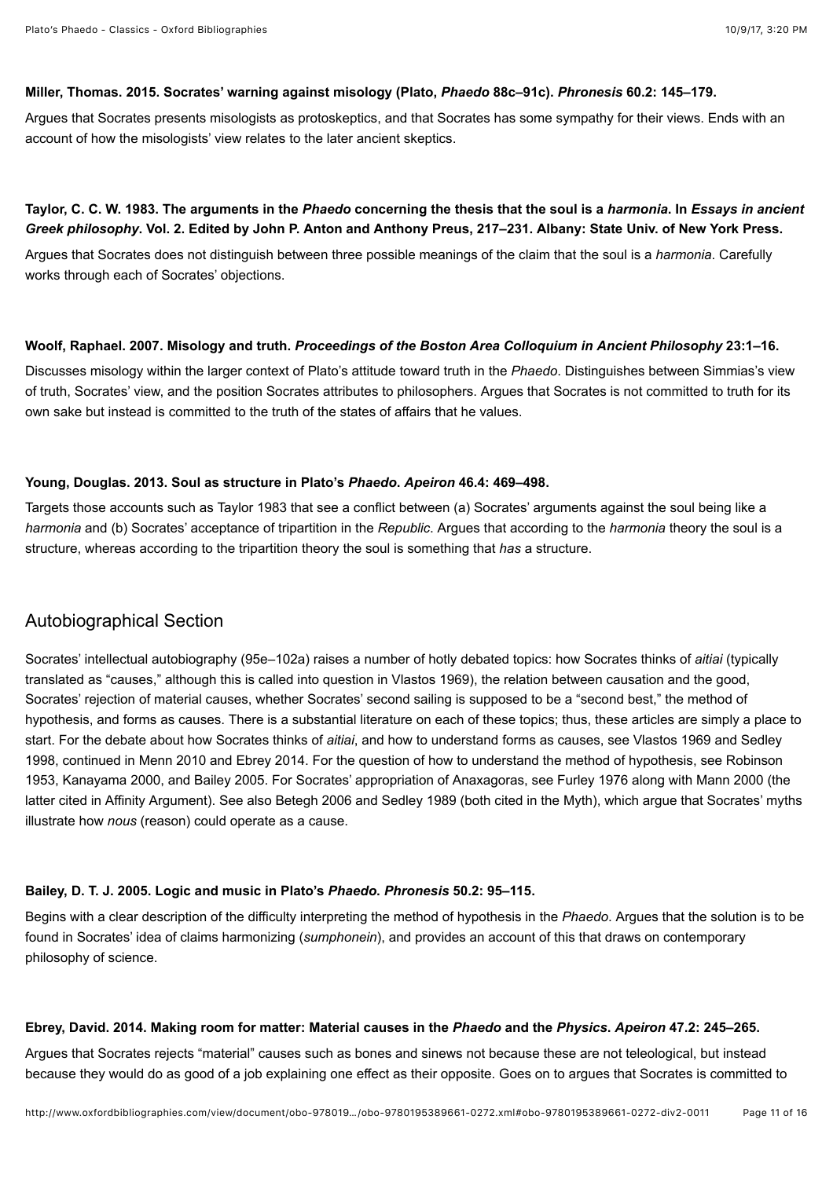**Miller, Thomas. 2015. Socrates' warning against misology (Plato, *Phaedo* 88c–91c). *Phronesis* 60.2: 145–179.**

Argues that Socrates presents misologists as protoskeptics, and that Socrates has some sympathy for their views. Ends with an account of how the misologists' view relates to the later ancient skeptics.

**Taylor, C. C. W. 1983. The arguments in the *Phaedo* concerning the thesis that the soul is a *harmonia*. In *Essays in ancient Greek philosophy*. Vol. 2. Edited by John P. Anton and Anthony Preus, 217–231. Albany: State Univ. of New York Press.**

Argues that Socrates does not distinguish between three possible meanings of the claim that the soul is a *harmonia*. Carefully works through each of Socrates' objections.

**Woolf, Raphael. 2007. Misology and truth. *Proceedings of the Boston Area Colloquium in Ancient Philosophy* 23:1–16.**

Discusses misology within the larger context of Plato's attitude toward truth in the *Phaedo*. Distinguishes between Simmias's view of truth, Socrates' view, and the position Socrates attributes to philosophers. Argues that Socrates is not committed to truth for its own sake but instead is committed to the truth of the states of affairs that he values.

**Young, Douglas. 2013. Soul as structure in Plato's *Phaedo*. *Apeiron* 46.4: 469–498.**

Targets those accounts such as Taylor 1983 that see a conflict between (a) Socrates' arguments against the soul being like a *harmonia* and (b) Socrates' acceptance of tripartition in the *Republic*. Argues that according to the *harmonia* theory the soul is a structure, whereas according to the tripartition theory the soul is something that *has* a structure.

## Autobiographical Section

Socrates' intellectual autobiography (95e–102a) raises a number of hotly debated topics: how Socrates thinks of *aitiai* (typically translated as "causes," although this is called into question in Vlastos 1969), the relation between causation and the good, Socrates' rejection of material causes, whether Socrates' second sailing is supposed to be a "second best," the method of hypothesis, and forms as causes. There is a substantial literature on each of these topics; thus, these articles are simply a place to start. For the debate about how Socrates thinks of *aitiai*, and how to understand forms as causes, see Vlastos 1969 and Sedley 1998, continued in Menn 2010 and Ebrey 2014. For the question of how to understand the method of hypothesis, see Robinson 1953, Kanayama 2000, and Bailey 2005. For Socrates' appropriation of Anaxagoras, see Furley 1976 along with Mann 2000 (the latter cited in Affinity Argument). See also Betegh 2006 and Sedley 1989 (both cited in the Myth), which argue that Socrates' myths illustrate how *nous* (reason) could operate as a cause.

**Bailey, D. T. J. 2005. Logic and music in Plato's *Phaedo*. *Phronesis* 50.2: 95–115.**

Begins with a clear description of the difficulty interpreting the method of hypothesis in the *Phaedo*. Argues that the solution is to be found in Socrates' idea of claims harmonizing (*sumphonein*), and provides an account of this that draws on contemporary philosophy of science.

**Ebrey, David. 2014. Making room for matter: Material causes in the *Phaedo* and the *Physics*. *Apeiron* 47.2: 245–265.**

Argues that Socrates rejects "material" causes such as bones and sinews not because these are not teleological, but instead because they would do as good of a job explaining one effect as their opposite. Goes on to argues that Socrates is committed to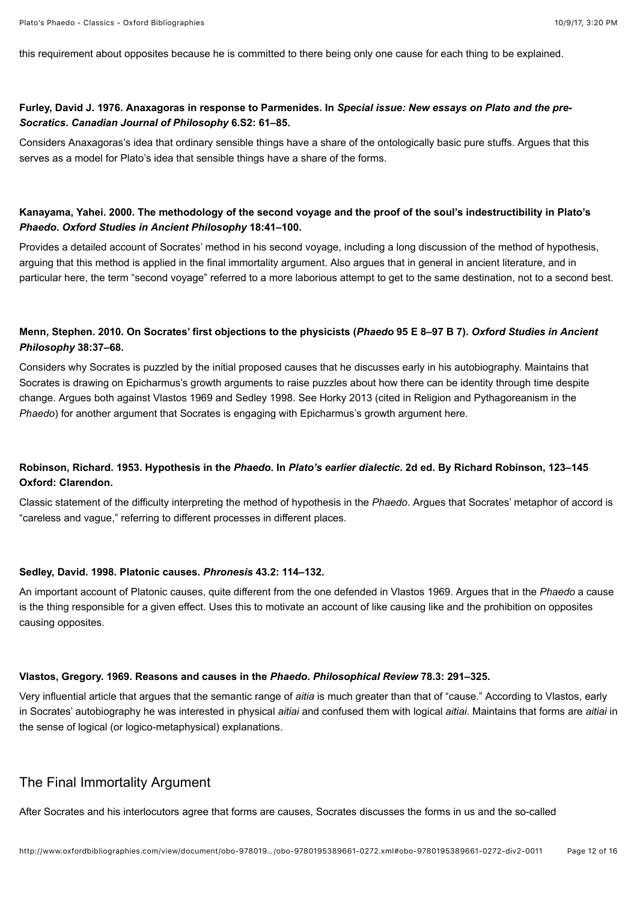this requirement about opposites because he is committed to there being only one cause for each thing to be explained.

**Furley, David J. 1976. Anaxagoras in response to Parmenides. In *Special issue: New essays on Plato and the pre-Socratics. Canadian Journal of Philosophy* 6.S2: 61–85.**

Considers Anaxagoras's idea that ordinary sensible things have a share of the ontologically basic pure stuffs. Argues that this serves as a model for Plato's idea that sensible things have a share of the forms.

**Kanayama, Yahei. 2000. The methodology of the second voyage and the proof of the soul's indestructibility in Plato's *Phaedo*. *Oxford Studies in Ancient Philosophy* 18:41–100.**

Provides a detailed account of Socrates' method in his second voyage, including a long discussion of the method of hypothesis, arguing that this method is applied in the final immortality argument. Also argues that in general in ancient literature, and in particular here, the term "second voyage" referred to a more laborious attempt to get to the same destination, not to a second best.

**Menn, Stephen. 2010. On Socrates' first objections to the physicists (*Phaedo* 95 E 8–97 B 7). *Oxford Studies in Ancient Philosophy* 38:37–68.**

Considers why Socrates is puzzled by the initial proposed causes that he discusses early in his autobiography. Maintains that Socrates is drawing on Epicharmus's growth arguments to raise puzzles about how there can be identity through time despite change. Argues both against Vlastos 1969 and Sedley 1998. See Horky 2013 (cited in Religion and Pythagoreanism in the *Phaedo*) for another argument that Socrates is engaging with Epicharmus's growth argument here.

**Robinson, Richard. 1953. Hypothesis in the *Phaedo*. In *Plato's earlier dialectic*. 2d ed. By Richard Robinson, 123–145 Oxford: Clarendon.**

Classic statement of the difficulty interpreting the method of hypothesis in the *Phaedo*. Argues that Socrates' metaphor of accord is "careless and vague," referring to different processes in different places.

**Sedley, David. 1998. Platonic causes. *Phronesis* 43.2: 114–132.**

An important account of Platonic causes, quite different from the one defended in Vlastos 1969. Argues that in the *Phaedo* a cause is the thing responsible for a given effect. Uses this to motivate an account of like causing like and the prohibition on opposites causing opposites.

**Vlastos, Gregory. 1969. Reasons and causes in the *Phaedo*. *Philosophical Review* 78.3: 291–325.**

Very influential article that argues that the semantic range of *aitia* is much greater than that of "cause." According to Vlastos, early in Socrates' autobiography he was interested in physical *aitiai* and confused them with logical *aitiai*. Maintains that forms are *aitiai* in the sense of logical (or logico-metaphysical) explanations.

## The Final Immortality Argument

After Socrates and his interlocutors agree that forms are causes, Socrates discusses the forms in us and the so-called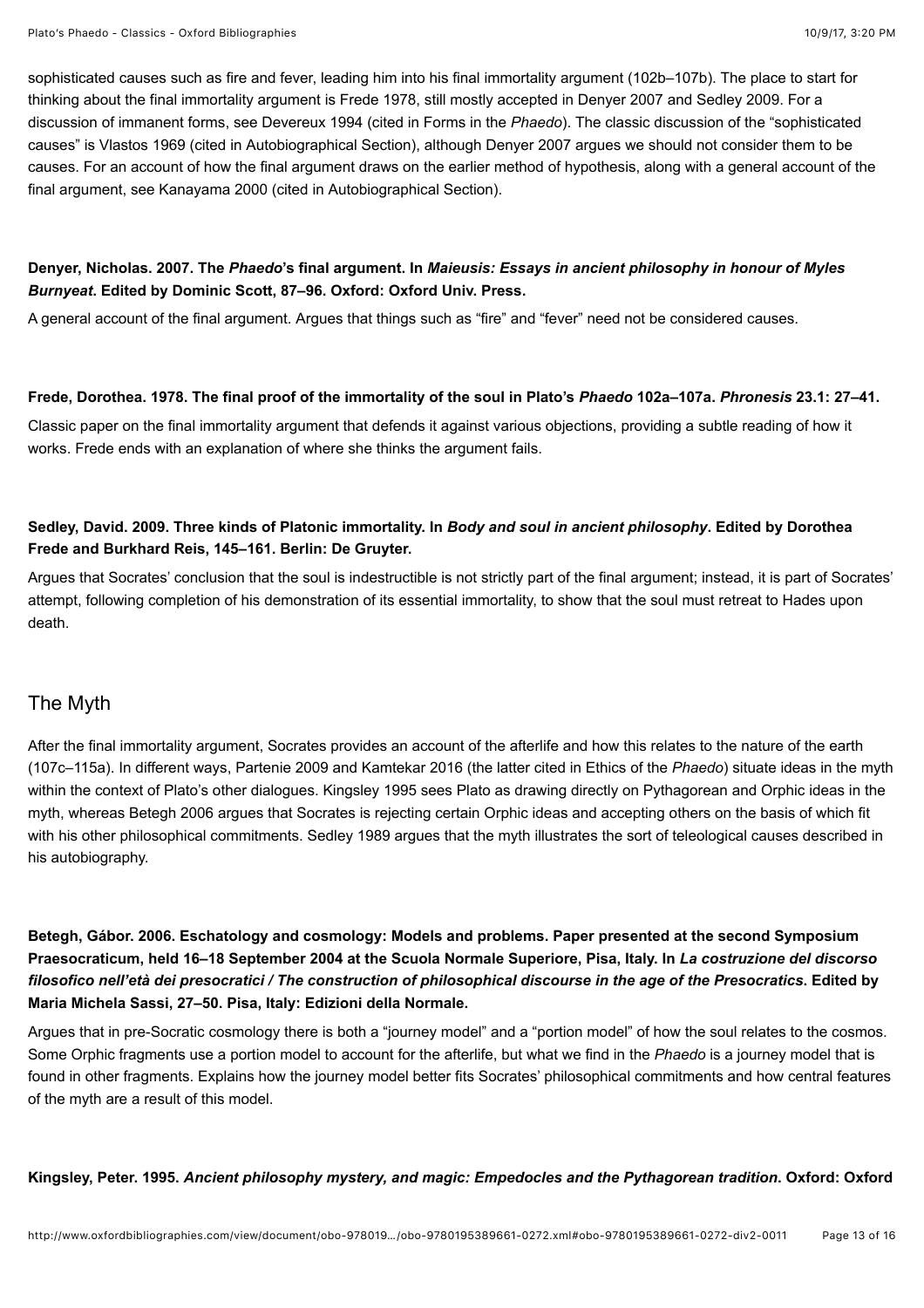sophisticated causes such as fire and fever, leading him into his final immortality argument (102b–107b). The place to start for thinking about the final immortality argument is Frede 1978, still mostly accepted in Denyer 2007 and Sedley 2009. For a discussion of immanent forms, see Devereux 1994 (cited in Forms in the *Phaedo*). The classic discussion of the "sophisticated causes" is Vlastos 1969 (cited in Autobiographical Section), although Denyer 2007 argues we should not consider them to be causes. For an account of how the final argument draws on the earlier method of hypothesis, along with a general account of the final argument, see Kanayama 2000 (cited in Autobiographical Section).

**Denyer, Nicholas. 2007. The *Phaedo*'s final argument. In *Maieusis: Essays in ancient philosophy in honour of Myles Burnyeat*. Edited by Dominic Scott, 87–96. Oxford: Oxford Univ. Press.**

A general account of the final argument. Argues that things such as "fire" and "fever" need not be considered causes.

**Frede, Dorothea. 1978. The final proof of the immortality of the soul in Plato's *Phaedo* 102a–107a. *Phronesis* 23.1: 27–41.**

Classic paper on the final immortality argument that defends it against various objections, providing a subtle reading of how it works. Frede ends with an explanation of where she thinks the argument fails.

**Sedley, David. 2009. Three kinds of Platonic immortality. In *Body and soul in ancient philosophy*. Edited by Dorothea Frede and Burkhard Reis, 145–161. Berlin: De Gruyter.**

Argues that Socrates' conclusion that the soul is indestructible is not strictly part of the final argument; instead, it is part of Socrates' attempt, following completion of his demonstration of its essential immortality, to show that the soul must retreat to Hades upon death.

## The Myth

After the final immortality argument, Socrates provides an account of the afterlife and how this relates to the nature of the earth (107c–115a). In different ways, Partenie 2009 and Kamtekar 2016 (the latter cited in Ethics of the *Phaedo*) situate ideas in the myth within the context of Plato's other dialogues. Kingsley 1995 sees Plato as drawing directly on Pythagorean and Orphic ideas in the myth, whereas Betegh 2006 argues that Socrates is rejecting certain Orphic ideas and accepting others on the basis of which fit with his other philosophical commitments. Sedley 1989 argues that the myth illustrates the sort of teleological causes described in his autobiography.

**Betegh, Gábor. 2006. Eschatology and cosmology: Models and problems. Paper presented at the second Symposium Praesocraticum, held 16–18 September 2004 at the Scuola Normale Superiore, Pisa, Italy. In *La costruzione del discorso filosofico nell'età dei presocratici / The construction of philosophical discourse in the age of the Presocratics*. Edited by Maria Michela Sassi, 27–50. Pisa, Italy: Edizioni della Normale.**

Argues that in pre-Socratic cosmology there is both a "journey model" and a "portion model" of how the soul relates to the cosmos. Some Orphic fragments use a portion model to account for the afterlife, but what we find in the *Phaedo* is a journey model that is found in other fragments. Explains how the journey model better fits Socrates' philosophical commitments and how central features of the myth are a result of this model.

**Kingsley, Peter. 1995. *Ancient philosophy mystery, and magic: Empedocles and the Pythagorean tradition*. Oxford: Oxford**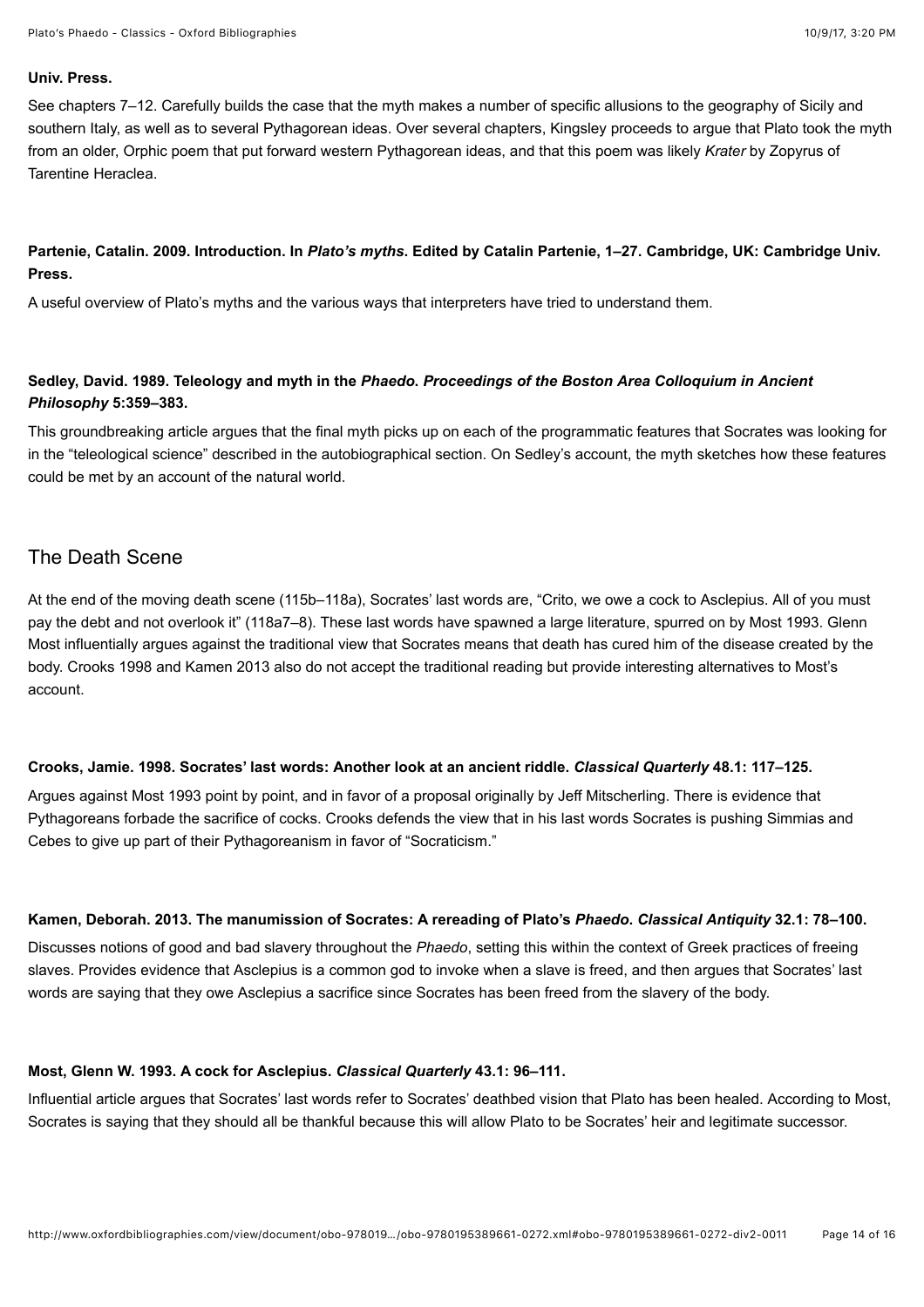**Univ. Press.**

See chapters 7–12. Carefully builds the case that the myth makes a number of specific allusions to the geography of Sicily and southern Italy, as well as to several Pythagorean ideas. Over several chapters, Kingsley proceeds to argue that Plato took the myth from an older, Orphic poem that put forward western Pythagorean ideas, and that this poem was likely *Krater* by Zopyrus of Tarentine Heraclea.

**Partenie, Catalin. 2009. Introduction. In *Plato's myths*. Edited by Catalin Partenie, 1–27. Cambridge, UK: Cambridge Univ. Press.**

A useful overview of Plato's myths and the various ways that interpreters have tried to understand them.

**Sedley, David. 1989. Teleology and myth in the *Phaedo*. *Proceedings of the Boston Area Colloquium in Ancient Philosophy* 5:359–383.**

This groundbreaking article argues that the final myth picks up on each of the programmatic features that Socrates was looking for in the "teleological science" described in the autobiographical section. On Sedley's account, the myth sketches how these features could be met by an account of the natural world.

## The Death Scene

At the end of the moving death scene (115b–118a), Socrates' last words are, "Crito, we owe a cock to Asclepius. All of you must pay the debt and not overlook it" (118a7–8). These last words have spawned a large literature, spurred on by Most 1993. Glenn Most influentially argues against the traditional view that Socrates means that death has cured him of the disease created by the body. Crooks 1998 and Kamen 2013 also do not accept the traditional reading but provide interesting alternatives to Most's account.

**Crooks, Jamie. 1998. Socrates' last words: Another look at an ancient riddle. *Classical Quarterly* 48.1: 117–125.**

Argues against Most 1993 point by point, and in favor of a proposal originally by Jeff Mitscherling. There is evidence that Pythagoreans forbade the sacrifice of cocks. Crooks defends the view that in his last words Socrates is pushing Simmias and Cebes to give up part of their Pythagoreanism in favor of "Socraticism."

**Kamen, Deborah. 2013. The manumission of Socrates: A rereading of Plato's *Phaedo*. *Classical Antiquity* 32.1: 78–100.**

Discusses notions of good and bad slavery throughout the *Phaedo*, setting this within the context of Greek practices of freeing slaves. Provides evidence that Asclepius is a common god to invoke when a slave is freed, and then argues that Socrates' last words are saying that they owe Asclepius a sacrifice since Socrates has been freed from the slavery of the body.

**Most, Glenn W. 1993. A cock for Asclepius. *Classical Quarterly* 43.1: 96–111.**

Influential article argues that Socrates' last words refer to Socrates' deathbed vision that Plato has been healed. According to Most, Socrates is saying that they should all be thankful because this will allow Plato to be Socrates' heir and legitimate successor.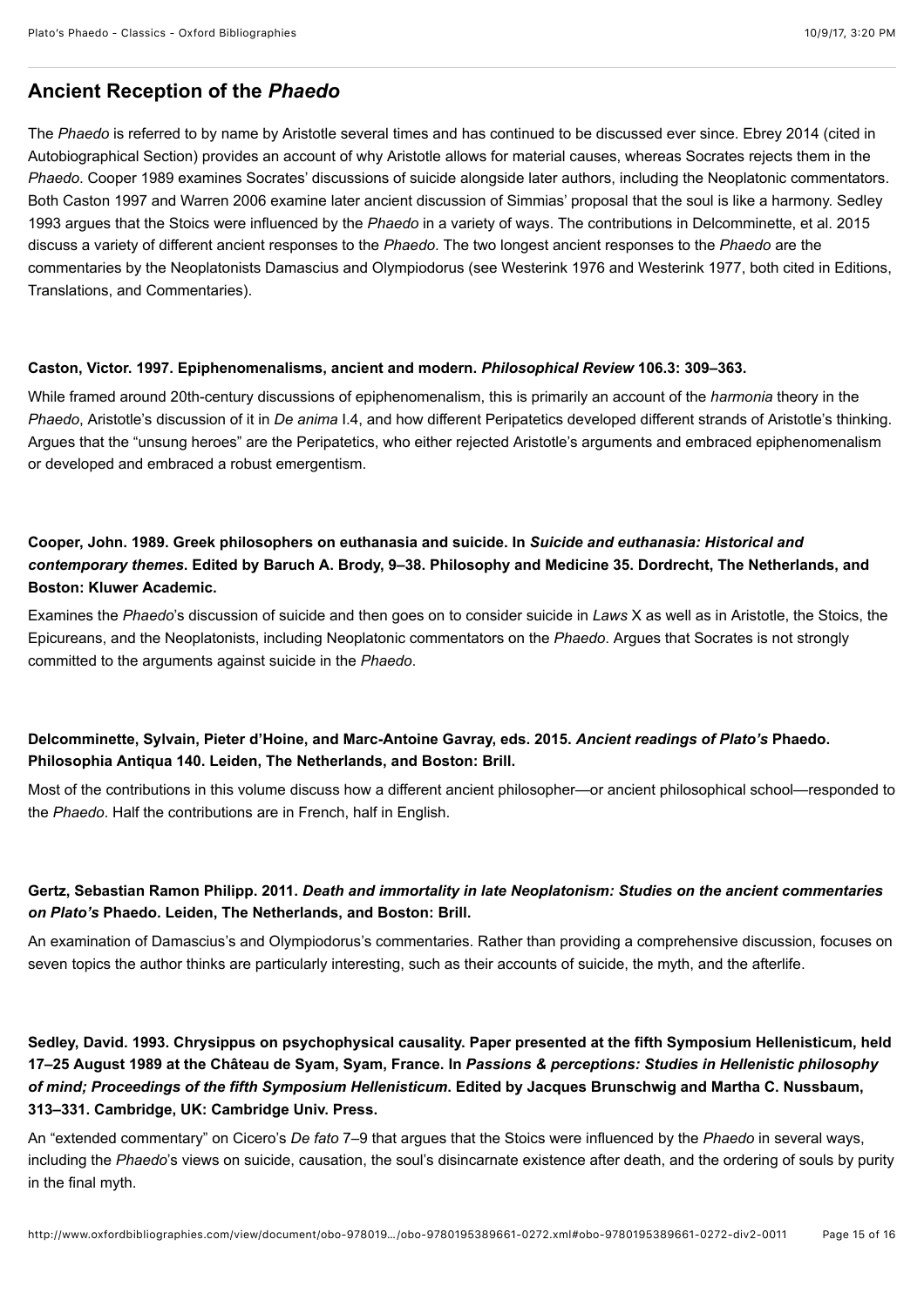## Ancient Reception of the *Phaedo*

The *Phaedo* is referred to by name by Aristotle several times and has continued to be discussed ever since. Ebrey 2014 (cited in Autobiographical Section) provides an account of why Aristotle allows for material causes, whereas Socrates rejects them in the *Phaedo*. Cooper 1989 examines Socrates' discussions of suicide alongside later authors, including the Neoplatonic commentators. Both Caston 1997 and Warren 2006 examine later ancient discussion of Simmias' proposal that the soul is like a harmony. Sedley 1993 argues that the Stoics were influenced by the *Phaedo* in a variety of ways. The contributions in Delcomminette, et al. 2015 discuss a variety of different ancient responses to the *Phaedo*. The two longest ancient responses to the *Phaedo* are the commentaries by the Neoplatonists Damascius and Olympiodorus (see Westerink 1976 and Westerink 1977, both cited in Editions, Translations, and Commentaries).

**Caston, Victor. 1997. Epiphenomenalisms, ancient and modern. *Philosophical Review* 106.3: 309–363.**

While framed around 20th-century discussions of epiphenomenalism, this is primarily an account of the *harmonia* theory in the *Phaedo*, Aristotle's discussion of it in *De anima* I.4, and how different Peripatetics developed different strands of Aristotle's thinking. Argues that the "unsung heroes" are the Peripatetics, who either rejected Aristotle's arguments and embraced epiphenomenalism or developed and embraced a robust emergentism.

**Cooper, John. 1989. Greek philosophers on euthanasia and suicide. In *Suicide and euthanasia: Historical and contemporary themes*. Edited by Baruch A. Brody, 9–38. Philosophy and Medicine 35. Dordrecht, The Netherlands, and Boston: Kluwer Academic.**

Examines the *Phaedo*'s discussion of suicide and then goes on to consider suicide in *Laws* X as well as in Aristotle, the Stoics, the Epicureans, and the Neoplatonists, including Neoplatonic commentators on the *Phaedo*. Argues that Socrates is not strongly committed to the arguments against suicide in the *Phaedo*.

**Delcomminette, Sylvain, Pieter d'Hoine, and Marc-Antoine Gavray, eds. 2015. *Ancient readings of Plato's* Phaedo. Philosophia Antiqua 140. Leiden, The Netherlands, and Boston: Brill.**

Most of the contributions in this volume discuss how a different ancient philosopher—or ancient philosophical school—responded to the *Phaedo*. Half the contributions are in French, half in English.

**Gertz, Sebastian Ramon Philipp. 2011. *Death and immortality in late Neoplatonism: Studies on the ancient commentaries on Plato's* Phaedo. Leiden, The Netherlands, and Boston: Brill.**

An examination of Damascius's and Olympiodorus's commentaries. Rather than providing a comprehensive discussion, focuses on seven topics the author thinks are particularly interesting, such as their accounts of suicide, the myth, and the afterlife.

**Sedley, David. 1993. Chrysippus on psychophysical causality. Paper presented at the fifth Symposium Hellenisticum, held 17–25 August 1989 at the Château de Syam, Syam, France. In *Passions & perceptions: Studies in Hellenistic philosophy of mind; Proceedings of the fifth Symposium Hellenisticum*. Edited by Jacques Brunschwig and Martha C. Nussbaum, 313–331. Cambridge, UK: Cambridge Univ. Press.**

An "extended commentary" on Cicero's *De fato* 7–9 that argues that the Stoics were influenced by the *Phaedo* in several ways, including the *Phaedo*'s views on suicide, causation, the soul's disincarnate existence after death, and the ordering of souls by purity in the final myth.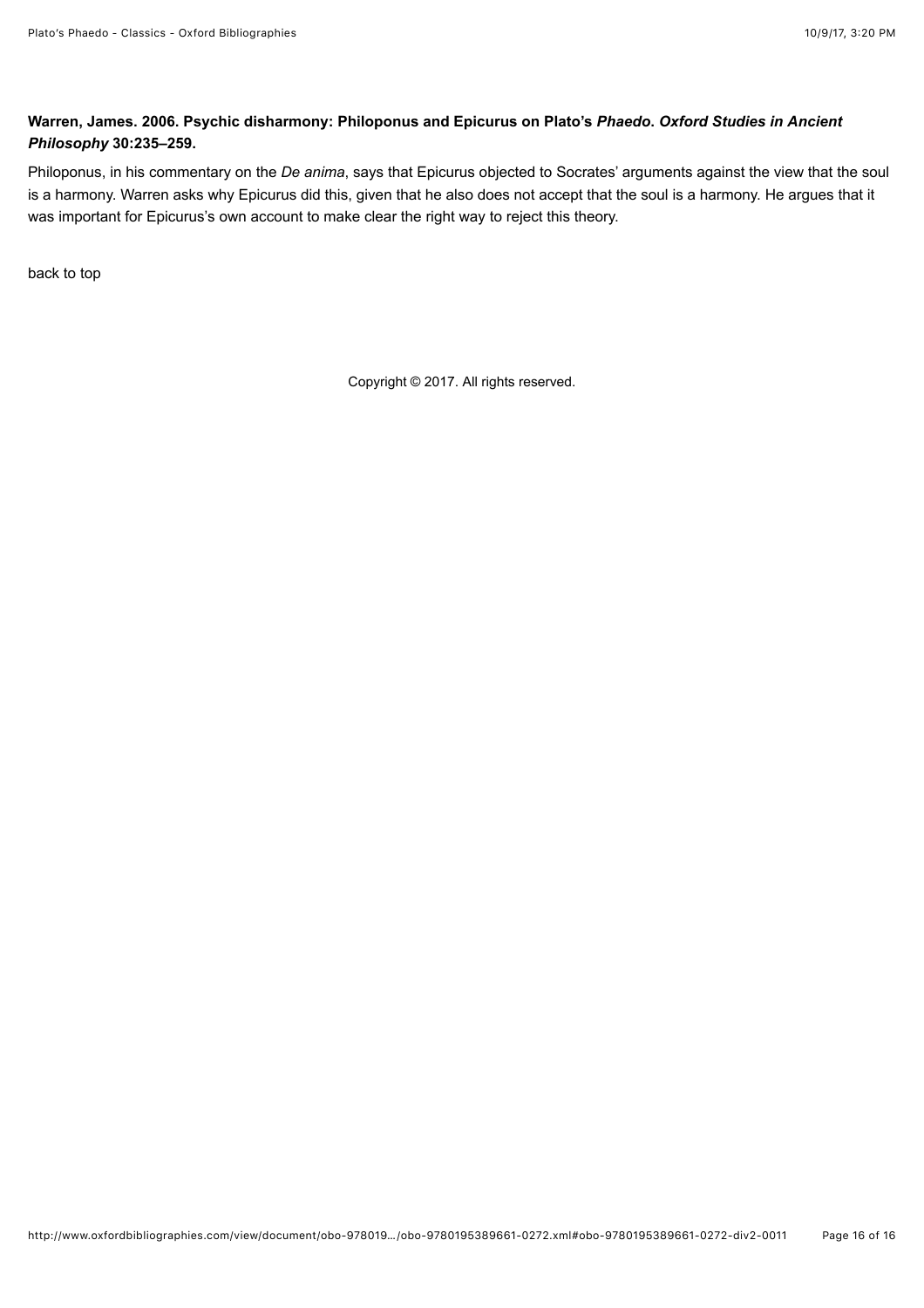**Warren, James. 2006. Psychic disharmony: Philoponus and Epicurus on Plato's *Phaedo*. *Oxford Studies in Ancient Philosophy* 30:235–259.**

Philoponus, in his commentary on the *De anima*, says that Epicurus objected to Socrates' arguments against the view that the soul is a harmony. Warren asks why Epicurus did this, given that he also does not accept that the soul is a harmony. He argues that it was important for Epicurus's own account to make clear the right way to reject this theory.

back to top

Copyright © 2017. All rights reserved.